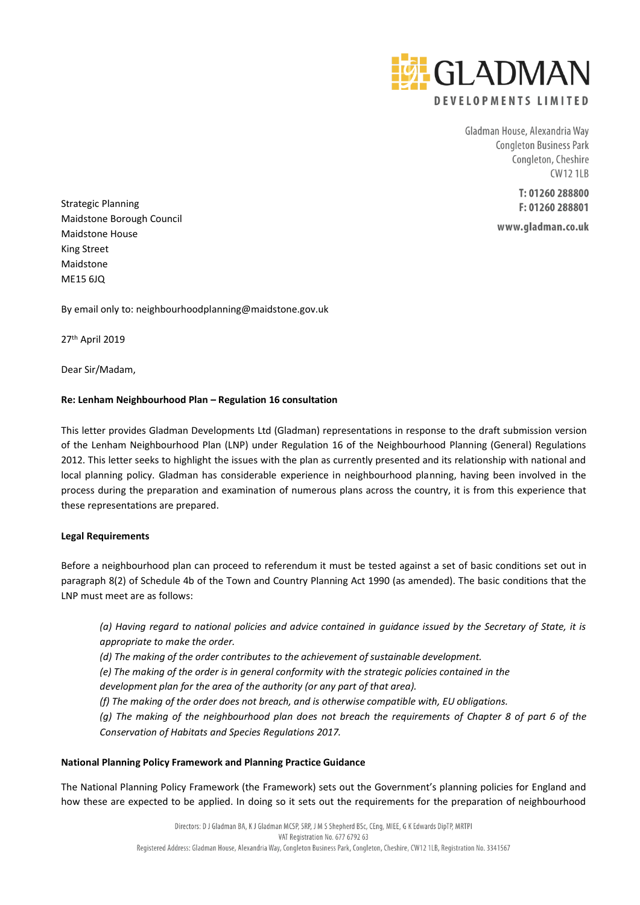GLADMAN
DEVELOPMENTS LIMITED

Gladman House, Alexandria Way
Congleton Business Park
Congleton, Cheshire
CW12 1LB

**T: 01260 288800**
**F: 01260 288801**

**www.gladman.co.uk**

Strategic Planning
Maidstone Borough Council
Maidstone House
King Street
Maidstone
ME15 6JQ

By email only to: neighbourhoodplanning@maidstone.gov.uk

27th April 2019

Dear Sir/Madam,

**Re: Lenham Neighbourhood Plan – Regulation 16 consultation**

This letter provides Gladman Developments Ltd (Gladman) representations in response to the draft submission version of the Lenham Neighbourhood Plan (LNP) under Regulation 16 of the Neighbourhood Planning (General) Regulations 2012. This letter seeks to highlight the issues with the plan as currently presented and its relationship with national and local planning policy. Gladman has considerable experience in neighbourhood planning, having been involved in the process during the preparation and examination of numerous plans across the country, it is from this experience that these representations are prepared.

**Legal Requirements**

Before a neighbourhood plan can proceed to referendum it must be tested against a set of basic conditions set out in paragraph 8(2) of Schedule 4b of the Town and Country Planning Act 1990 (as amended). The basic conditions that the LNP must meet are as follows:

> *(a) Having regard to national policies and advice contained in guidance issued by the Secretary of State, it is appropriate to make the order.*
> *(d) The making of the order contributes to the achievement of sustainable development.*
> *(e) The making of the order is in general conformity with the strategic policies contained in the development plan for the area of the authority (or any part of that area).*
> *(f) The making of the order does not breach, and is otherwise compatible with, EU obligations.*
> *(g) The making of the neighbourhood plan does not breach the requirements of Chapter 8 of part 6 of the Conservation of Habitats and Species Regulations 2017.*

**National Planning Policy Framework and Planning Practice Guidance**

The National Planning Policy Framework (the Framework) sets out the Government's planning policies for England and how these are expected to be applied. In doing so it sets out the requirements for the preparation of neighbourhood

Directors: D J Gladman BA, K J Gladman MCSP, SRP, J M S Shepherd BSc, CEng, MIEE, G K Edwards DipTP, MRTPI
VAT Registration No. 677 6792 63
Registered Address: Gladman House, Alexandria Way, Congleton Business Park, Congleton, Cheshire, CW12 1LB, Registration No. 3341567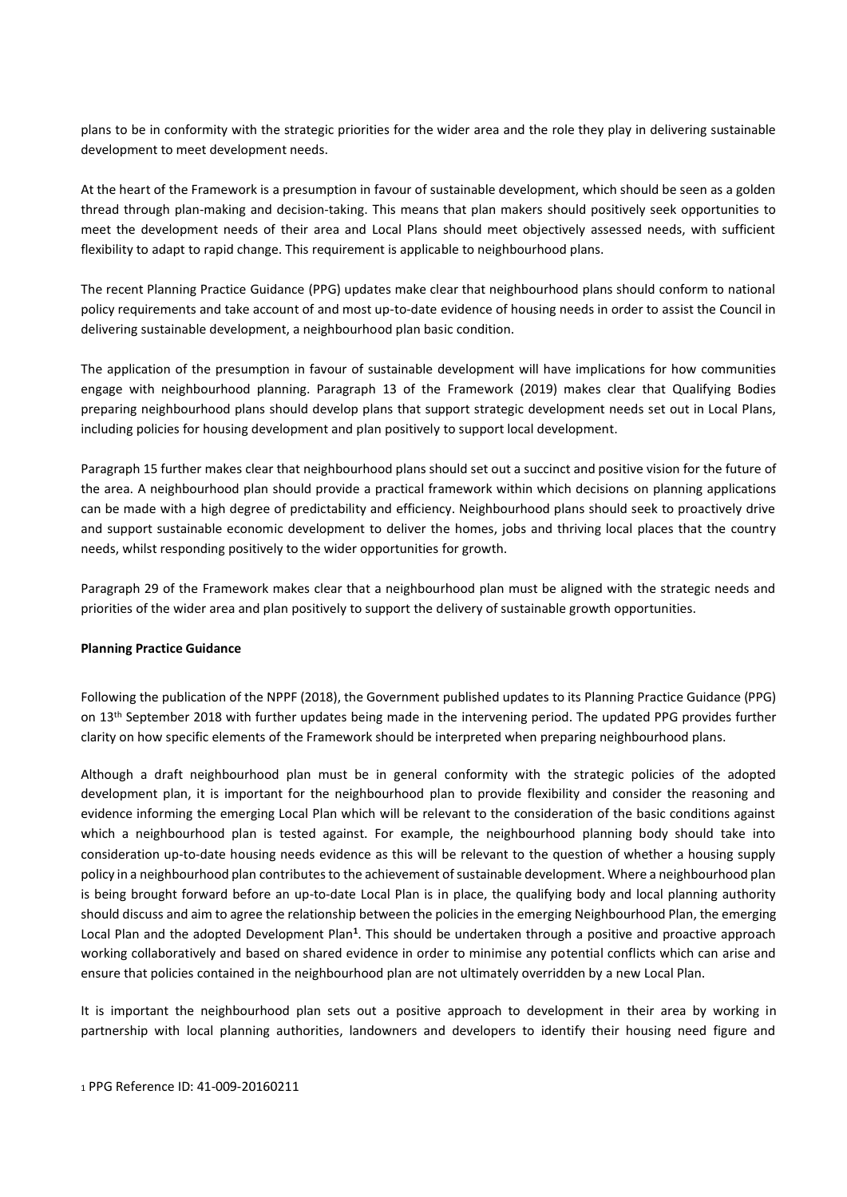plans to be in conformity with the strategic priorities for the wider area and the role they play in delivering sustainable development to meet development needs.

At the heart of the Framework is a presumption in favour of sustainable development, which should be seen as a golden thread through plan-making and decision-taking. This means that plan makers should positively seek opportunities to meet the development needs of their area and Local Plans should meet objectively assessed needs, with sufficient flexibility to adapt to rapid change. This requirement is applicable to neighbourhood plans.

The recent Planning Practice Guidance (PPG) updates make clear that neighbourhood plans should conform to national policy requirements and take account of and most up-to-date evidence of housing needs in order to assist the Council in delivering sustainable development, a neighbourhood plan basic condition.

The application of the presumption in favour of sustainable development will have implications for how communities engage with neighbourhood planning. Paragraph 13 of the Framework (2019) makes clear that Qualifying Bodies preparing neighbourhood plans should develop plans that support strategic development needs set out in Local Plans, including policies for housing development and plan positively to support local development.

Paragraph 15 further makes clear that neighbourhood plans should set out a succinct and positive vision for the future of the area. A neighbourhood plan should provide a practical framework within which decisions on planning applications can be made with a high degree of predictability and efficiency. Neighbourhood plans should seek to proactively drive and support sustainable economic development to deliver the homes, jobs and thriving local places that the country needs, whilst responding positively to the wider opportunities for growth.

Paragraph 29 of the Framework makes clear that a neighbourhood plan must be aligned with the strategic needs and priorities of the wider area and plan positively to support the delivery of sustainable growth opportunities.

**Planning Practice Guidance**

Following the publication of the NPPF (2018), the Government published updates to its Planning Practice Guidance (PPG) on 13th September 2018 with further updates being made in the intervening period. The updated PPG provides further clarity on how specific elements of the Framework should be interpreted when preparing neighbourhood plans.

Although a draft neighbourhood plan must be in general conformity with the strategic policies of the adopted development plan, it is important for the neighbourhood plan to provide flexibility and consider the reasoning and evidence informing the emerging Local Plan which will be relevant to the consideration of the basic conditions against which a neighbourhood plan is tested against. For example, the neighbourhood planning body should take into consideration up-to-date housing needs evidence as this will be relevant to the question of whether a housing supply policy in a neighbourhood plan contributes to the achievement of sustainable development. Where a neighbourhood plan is being brought forward before an up-to-date Local Plan is in place, the qualifying body and local planning authority should discuss and aim to agree the relationship between the policies in the emerging Neighbourhood Plan, the emerging Local Plan and the adopted Development Plan[1]. This should be undertaken through a positive and proactive approach working collaboratively and based on shared evidence in order to minimise any potential conflicts which can arise and ensure that policies contained in the neighbourhood plan are not ultimately overridden by a new Local Plan.

It is important the neighbourhood plan sets out a positive approach to development in their area by working in partnership with local planning authorities, landowners and developers to identify their housing need figure and

[1] PPG Reference ID: 41-009-20160211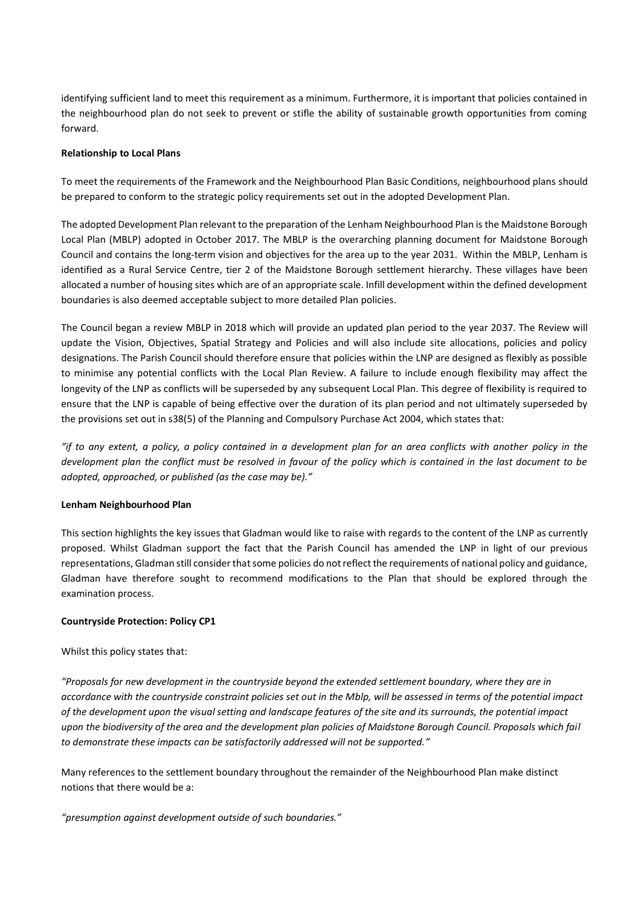identifying sufficient land to meet this requirement as a minimum. Furthermore, it is important that policies contained in the neighbourhood plan do not seek to prevent or stifle the ability of sustainable growth opportunities from coming forward.

**Relationship to Local Plans**

To meet the requirements of the Framework and the Neighbourhood Plan Basic Conditions, neighbourhood plans should be prepared to conform to the strategic policy requirements set out in the adopted Development Plan.

The adopted Development Plan relevant to the preparation of the Lenham Neighbourhood Plan is the Maidstone Borough Local Plan (MBLP) adopted in October 2017. The MBLP is the overarching planning document for Maidstone Borough Council and contains the long-term vision and objectives for the area up to the year 2031. Within the MBLP, Lenham is identified as a Rural Service Centre, tier 2 of the Maidstone Borough settlement hierarchy. These villages have been allocated a number of housing sites which are of an appropriate scale. Infill development within the defined development boundaries is also deemed acceptable subject to more detailed Plan policies.

The Council began a review MBLP in 2018 which will provide an updated plan period to the year 2037. The Review will update the Vision, Objectives, Spatial Strategy and Policies and will also include site allocations, policies and policy designations. The Parish Council should therefore ensure that policies within the LNP are designed as flexibly as possible to minimise any potential conflicts with the Local Plan Review. A failure to include enough flexibility may affect the longevity of the LNP as conflicts will be superseded by any subsequent Local Plan. This degree of flexibility is required to ensure that the LNP is capable of being effective over the duration of its plan period and not ultimately superseded by the provisions set out in s38(5) of the Planning and Compulsory Purchase Act 2004, which states that:

*"if to any extent, a policy, a policy contained in a development plan for an area conflicts with another policy in the development plan the conflict must be resolved in favour of the policy which is contained in the last document to be adopted, approached, or published (as the case may be)."*

**Lenham Neighbourhood Plan**

This section highlights the key issues that Gladman would like to raise with regards to the content of the LNP as currently proposed. Whilst Gladman support the fact that the Parish Council has amended the LNP in light of our previous representations, Gladman still consider that some policies do not reflect the requirements of national policy and guidance, Gladman have therefore sought to recommend modifications to the Plan that should be explored through the examination process.

**Countryside Protection: Policy CP1**

Whilst this policy states that:

*"Proposals for new development in the countryside beyond the extended settlement boundary, where they are in accordance with the countryside constraint policies set out in the Mblp, will be assessed in terms of the potential impact of the development upon the visual setting and landscape features of the site and its surrounds, the potential impact upon the biodiversity of the area and the development plan policies of Maidstone Borough Council. Proposals which fail to demonstrate these impacts can be satisfactorily addressed will not be supported."*

Many references to the settlement boundary throughout the remainder of the Neighbourhood Plan make distinct notions that there would be a:

*"presumption against development outside of such boundaries."*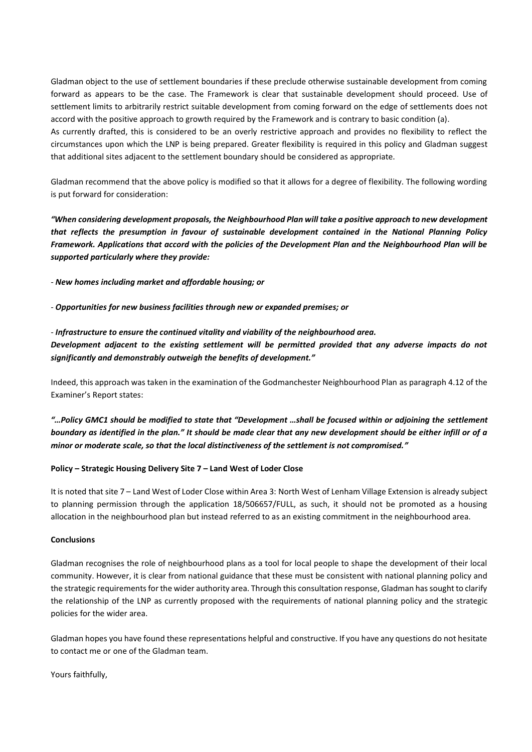Gladman object to the use of settlement boundaries if these preclude otherwise sustainable development from coming forward as appears to be the case. The Framework is clear that sustainable development should proceed. Use of settlement limits to arbitrarily restrict suitable development from coming forward on the edge of settlements does not accord with the positive approach to growth required by the Framework and is contrary to basic condition (a).
As currently drafted, this is considered to be an overly restrictive approach and provides no flexibility to reflect the circumstances upon which the LNP is being prepared. Greater flexibility is required in this policy and Gladman suggest that additional sites adjacent to the settlement boundary should be considered as appropriate.

Gladman recommend that the above policy is modified so that it allows for a degree of flexibility. The following wording is put forward for consideration:

***"When considering development proposals, the Neighbourhood Plan will take a positive approach to new development that reflects the presumption in favour of sustainable development contained in the National Planning Policy Framework. Applications that accord with the policies of the Development Plan and the Neighbourhood Plan will be supported particularly where they provide:***

- ***New homes including market and affordable housing; or***

- ***Opportunities for new business facilities through new or expanded premises; or***

- ***Infrastructure to ensure the continued vitality and viability of the neighbourhood area.***

***Development adjacent to the existing settlement will be permitted provided that any adverse impacts do not significantly and demonstrably outweigh the benefits of development."***

Indeed, this approach was taken in the examination of the Godmanchester Neighbourhood Plan as paragraph 4.12 of the Examiner's Report states:

***"…Policy GMC1 should be modified to state that "Development …shall be focused within or adjoining the settlement boundary as identified in the plan." It should be made clear that any new development should be either infill or of a minor or moderate scale, so that the local distinctiveness of the settlement is not compromised."***

**Policy – Strategic Housing Delivery Site 7 – Land West of Loder Close**

It is noted that site 7 – Land West of Loder Close within Area 3: North West of Lenham Village Extension is already subject to planning permission through the application 18/506657/FULL, as such, it should not be promoted as a housing allocation in the neighbourhood plan but instead referred to as an existing commitment in the neighbourhood area.

**Conclusions**

Gladman recognises the role of neighbourhood plans as a tool for local people to shape the development of their local community. However, it is clear from national guidance that these must be consistent with national planning policy and the strategic requirements for the wider authority area. Through this consultation response, Gladman has sought to clarify the relationship of the LNP as currently proposed with the requirements of national planning policy and the strategic policies for the wider area.

Gladman hopes you have found these representations helpful and constructive. If you have any questions do not hesitate to contact me or one of the Gladman team.

Yours faithfully,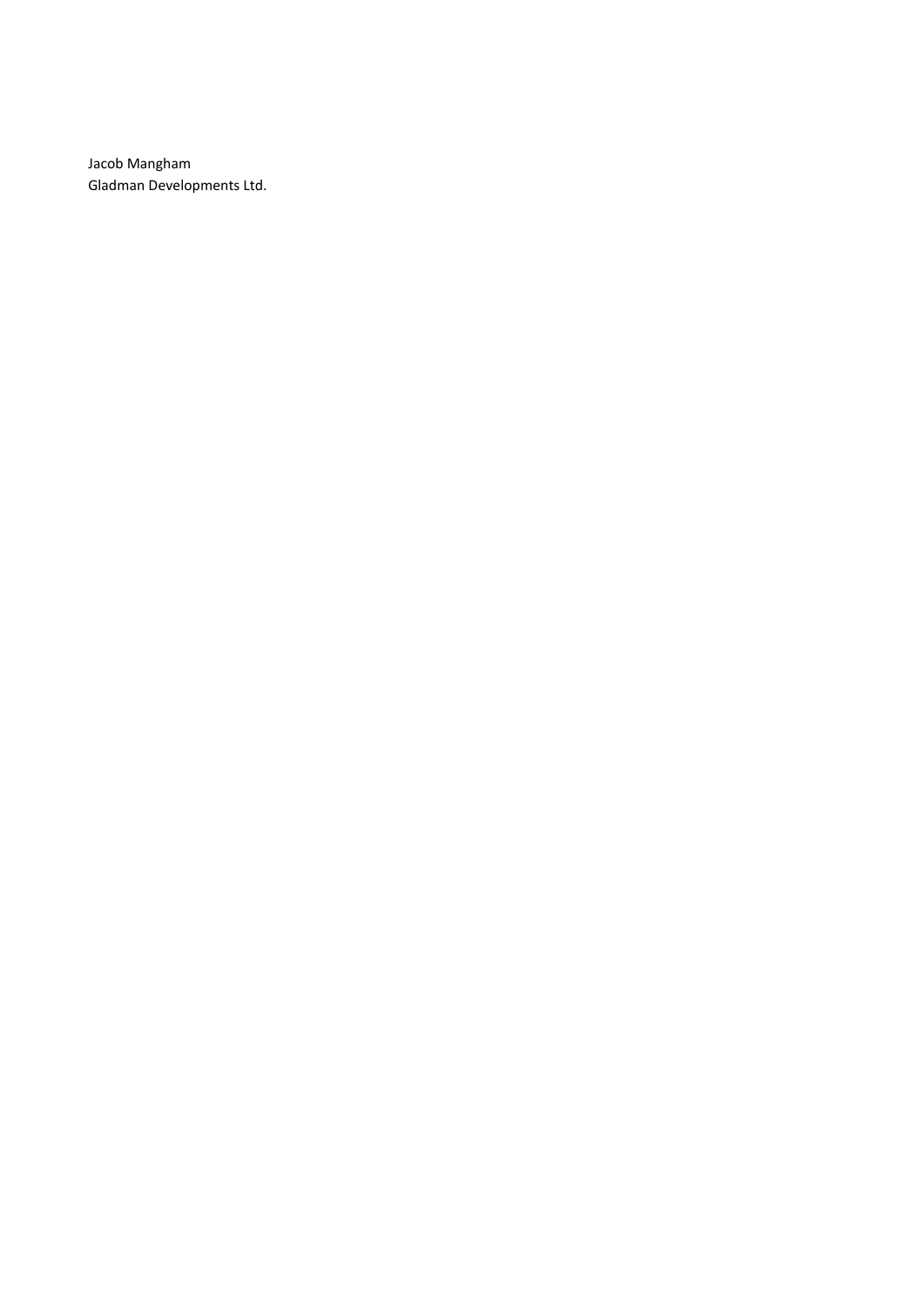Jacob Mangham
Gladman Developments Ltd.